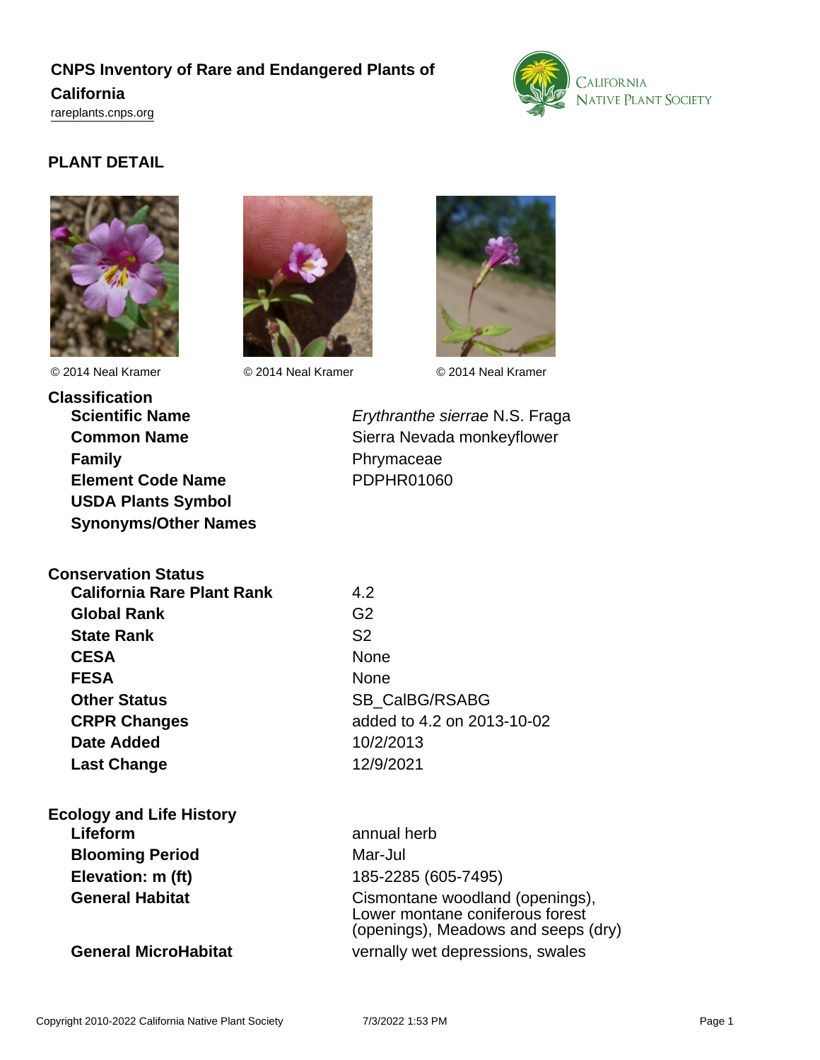# CNPS Inventory of Rare and Endangered Plants of California

rareplants.cnps.org

## PLANT DETAIL

© 2014 Neal Kramer © 2014 Neal Kramer © 2014 Neal Kramer

### Classification

| | |
|---|---|
| **Scientific Name** | *Erythranthe sierrae* N.S. Fraga |
| **Common Name** | Sierra Nevada monkeyflower |
| **Family** | Phrymaceae |
| **Element Code Name** | PDPHR01060 |
| **USDA Plants Symbol** | |
| **Synonyms/Other Names** | |

### Conservation Status

| | |
|---|---|
| **California Rare Plant Rank** | 4.2 |
| **Global Rank** | G2 |
| **State Rank** | S2 |
| **CESA** | None |
| **FESA** | None |
| **Other Status** | SB_CalBG/RSABG |
| **CRPR Changes** | added to 4.2 on 2013-10-02 |
| **Date Added** | 10/2/2013 |
| **Last Change** | 12/9/2021 |

### Ecology and Life History

| | |
|---|---|
| **Lifeform** | annual herb |
| **Blooming Period** | Mar-Jul |
| **Elevation: m (ft)** | 185-2285 (605-7495) |
| **General Habitat** | Cismontane woodland (openings), Lower montane coniferous forest (openings), Meadows and seeps (dry) |
| **General MicroHabitat** | vernally wet depressions, swales |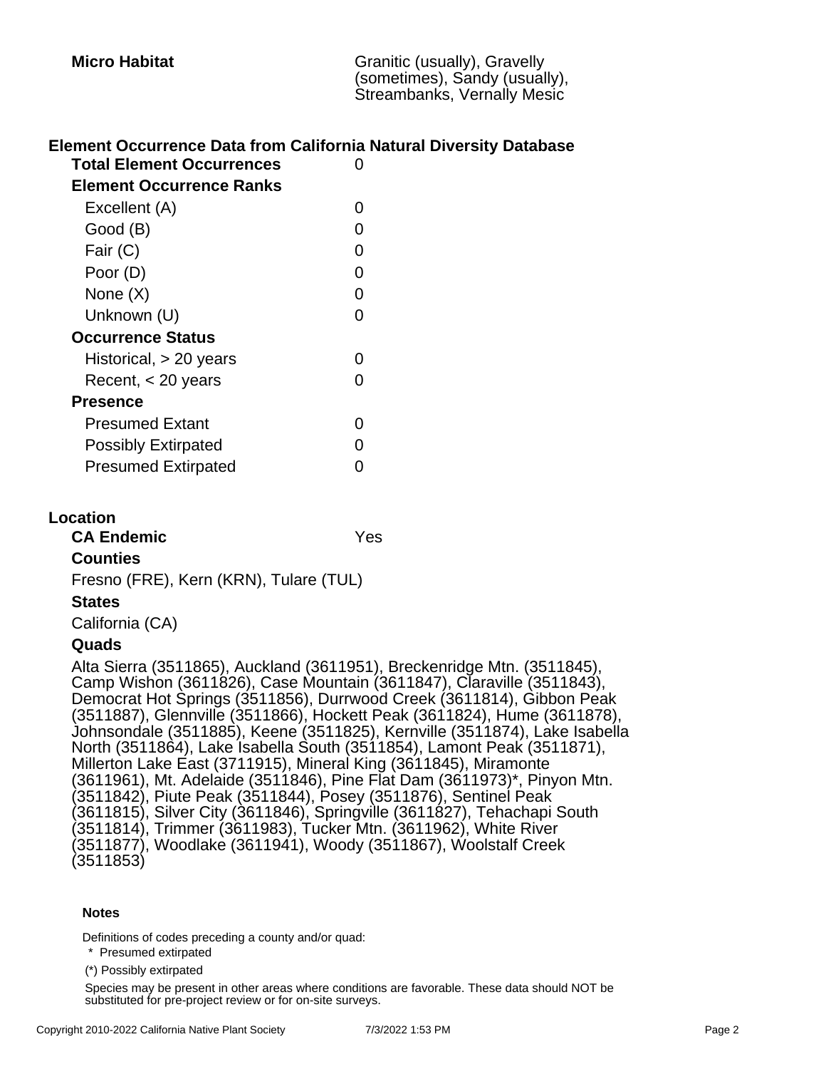| | |
|---|---|
| **Micro Habitat** | Granitic (usually), Gravelly (sometimes), Sandy (usually), Streambanks, Vernally Mesic |

## Element Occurrence Data from California Natural Diversity Database

| | |
|---|---|
| **Total Element Occurrences** | 0 |
| **Element Occurrence Ranks** | |
| Excellent (A) | 0 |
| Good (B) | 0 |
| Fair (C) | 0 |
| Poor (D) | 0 |
| None (X) | 0 |
| Unknown (U) | 0 |
| **Occurrence Status** | |
| Historical, > 20 years | 0 |
| Recent, < 20 years | 0 |
| **Presence** | |
| Presumed Extant | 0 |
| Possibly Extirpated | 0 |
| Presumed Extirpated | 0 |

## Location

**CA Endemic** Yes

**Counties**

Fresno (FRE), Kern (KRN), Tulare (TUL)

**States**

California (CA)

**Quads**

Alta Sierra (3511865), Auckland (3611951), Breckenridge Mtn. (3511845), Camp Wishon (3611826), Case Mountain (3611847), Claraville (3511843), Democrat Hot Springs (3511856), Durrwood Creek (3611814), Gibbon Peak (3511887), Glennville (3511866), Hockett Peak (3611824), Hume (3611878), Johnsondale (3511885), Keene (3511825), Kernville (3511874), Lake Isabella North (3511864), Lake Isabella South (3511854), Lamont Peak (3511871), Millerton Lake East (3711915), Mineral King (3611845), Miramonte (3611961), Mt. Adelaide (3511846), Pine Flat Dam (3611973)*, Pinyon Mtn. (3511842), Piute Peak (3511844), Posey (3511876), Sentinel Peak (3611815), Silver City (3611846), Springville (3611827), Tehachapi South (3511814), Trimmer (3611983), Tucker Mtn. (3611962), White River (3511877), Woodlake (3611941), Woody (3511867), Woolstalf Creek (3511853)

**Notes**

Definitions of codes preceding a county and/or quad:

* Presumed extirpated

(*) Possibly extirpated

Species may be present in other areas where conditions are favorable. These data should NOT be substituted for pre-project review or for on-site surveys.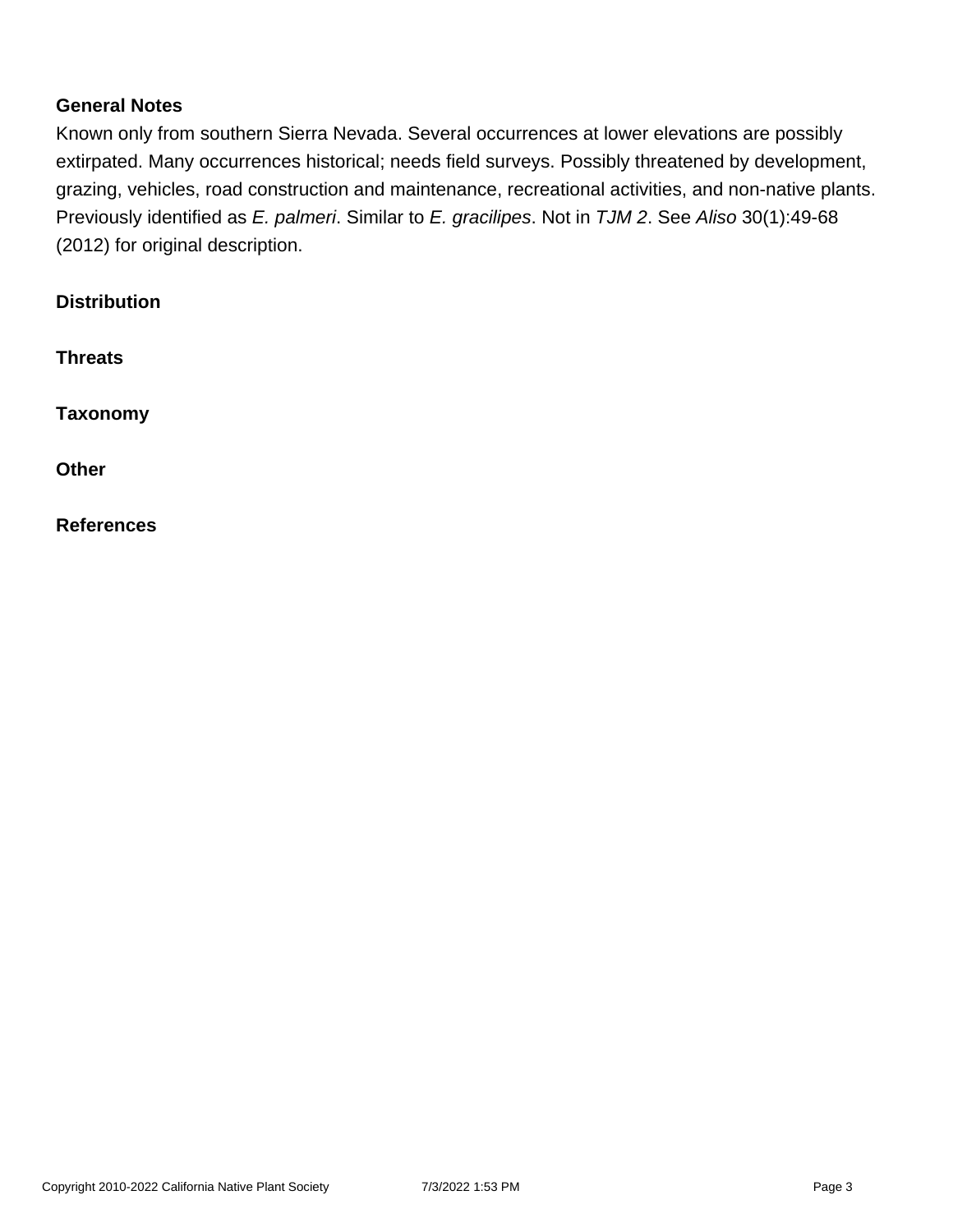**General Notes**

Known only from southern Sierra Nevada. Several occurrences at lower elevations are possibly extirpated. Many occurrences historical; needs field surveys. Possibly threatened by development, grazing, vehicles, road construction and maintenance, recreational activities, and non-native plants. Previously identified as *E. palmeri*. Similar to *E. gracilipes*. Not in *TJM 2*. See *Aliso* 30(1):49-68 (2012) for original description.

**Distribution**

**Threats**

**Taxonomy**

**Other**

**References**